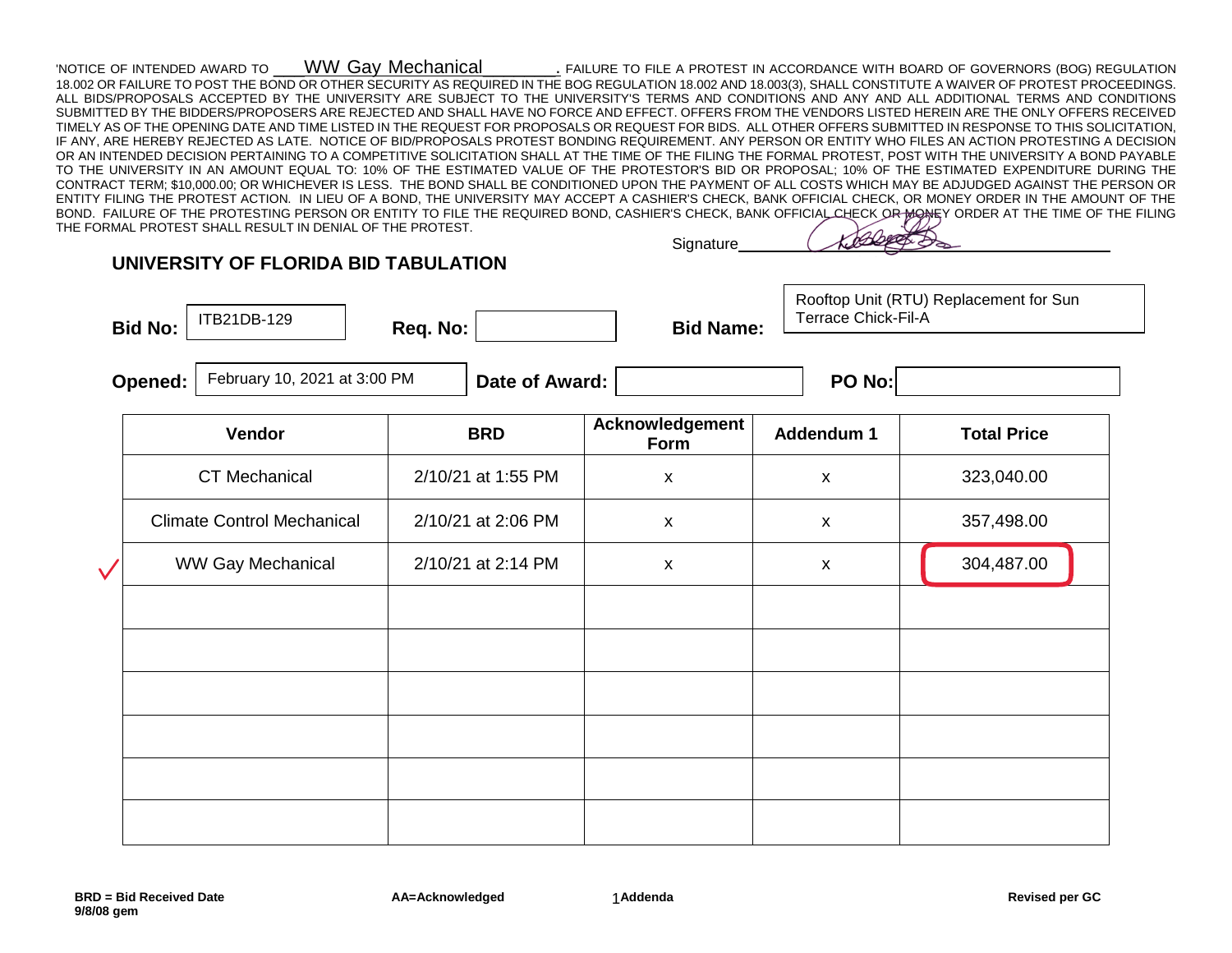'NOTICE OF INTENDED AWARD TO WW Gay Mechanical. FAILURE TO FILE A PROTEST IN ACCORDANCE WITH BOARD OF GOVERNORS (BOG) REGULATION 18.002 OR FAILURE TO POST THE BOND OR OTHER SECURITY AS REQUIRED IN THE BOG REGULATION 18.002 AND 18.003(3), SHALL CONSTITUTE A WAIVER OF PROTEST PROCEEDINGS. ALL BIDS/PROPOSALS ACCEPTED BY THE UNIVERSITY ARE SUBJECT TO THE UNIVERSITY'S TERMS AND CONDITIONS AND ANY AND ALL ADDITIONAL TERMS AND CONDITIONS SUBMITTED BY THE BIDDERS/PROPOSERS ARE REJECTED AND SHALL HAVE NO FORCE AND EFFECT. OFFERS FROM THE VENDORS LISTED HEREIN ARE THE ONLY OFFERS RECEIVED TIMELY AS OF THE OPENING DATE AND TIME LISTED IN THE REQUEST FOR PROPOSALS OR REQUEST FOR BIDS. ALL OTHER OFFERS SUBMITTED IN RESPONSE TO THIS SOLICITATION, IF ANY, ARE HEREBY REJECTED AS LATE. NOTICE OF BID/PROPOSALS PROTEST BONDING REQUIREMENT. ANY PERSON OR ENTITY WHO FILES AN ACTION PROTESTING A DECISION OR AN INTENDED DECISION PERTAINING TO A COMPETITIVE SOLICITATION SHALL AT THE TIME OF THE FILING THE FORMAL PROTEST, POST WITH THE UNIVERSITY A BOND PAYABLE TO THE UNIVERSITY IN AN AMOUNT EQUAL TO: 10% OF THE ESTIMATED VALUE OF THE PROTESTOR'S BID OR PROPOSAL; 10% OF THE ESTIMATED EXPENDITURE DURING THE CONTRACT TERM; $10,000.00; OR WHICHEVER IS LESS. THE BOND SHALL BE CONDITIONED UPON THE PAYMENT OF ALL COSTS WHICH MAY BE ADJUDGED AGAINST THE PERSON OR ENTITY FILING THE PROTEST ACTION. IN LIEU OF A BOND, THE UNIVERSITY MAY ACCEPT A CASHIER'S CHECK, BANK OFFICIAL CHECK, OR MONEY ORDER IN THE AMOUNT OF THE BOND. FAILURE OF THE PROTESTING PERSON OR ENTITY TO FILE THE REQUIRED BOND, CASHIER'S CHECK, BANK OFFICIAL CHECK OR MONEY ORDER AT THE TIME OF THE FILING THE FORMAL PROTEST SHALL RESULT IN DENIAL OF THE PROTEST.

Signature\_\_\_\_\_\_\_\_\_\_

## UNIVERSITY OF FLORIDA BID TABULATION

**Bid No:** ITB21DB-129 **Req. No:** **Bid Name:** Rooftop Unit (RTU) Replacement for Sun Terrace Chick-Fil-A

**Opened:** February 10, 2021 at 3:00 PM **Date of Award:** **PO No:**

| Vendor | BRD | Acknowledgement Form | Addendum 1 | Total Price |
|---|---|---|---|---|
| CT Mechanical | 2/10/21 at 1:55 PM | x | x | 323,040.00 |
| Climate Control Mechanical | 2/10/21 at 2:06 PM | x | x | 357,498.00 |
| ✓ WW Gay Mechanical | 2/10/21 at 2:14 PM | x | x | 304,487.00 |
| | | | | |
| | | | | |
| | | | | |
| | | | | |
| | | | | |
| | | | | |

**BRD = Bid Received Date**
**9/8/08 gem**

**AA=Acknowledged**

1 **Addenda**

**Revised per GC**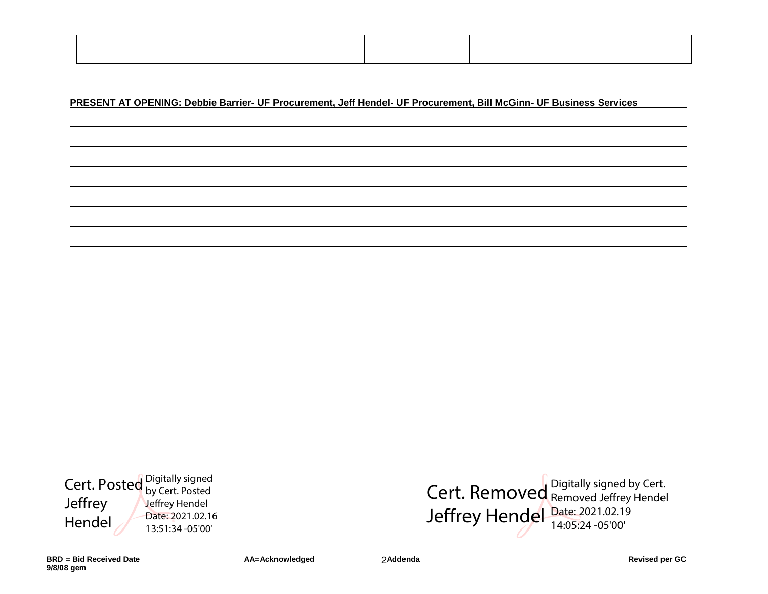| | | | | |
|---|---|---|---|---|
| | | | | |

**PRESENT AT OPENING: Debbie Barrier- UF Procurement, Jeff Hendel- UF Procurement, Bill McGinn- UF Business Services**

Cert. Posted Jeffrey Hendel Digitally signed by Cert. Posted Jeffrey Hendel Date: 2021.02.16 13:51:34 -05'00'

Cert. Removed Jeffrey Hendel Digitally signed by Cert. Removed Jeffrey Hendel Date: 2021.02.19 14:05:24 -05'00'

**BRD = Bid Received Date** **AA=Acknowledged** 2**Addenda** **Revised per GC**
**9/8/08 gem**